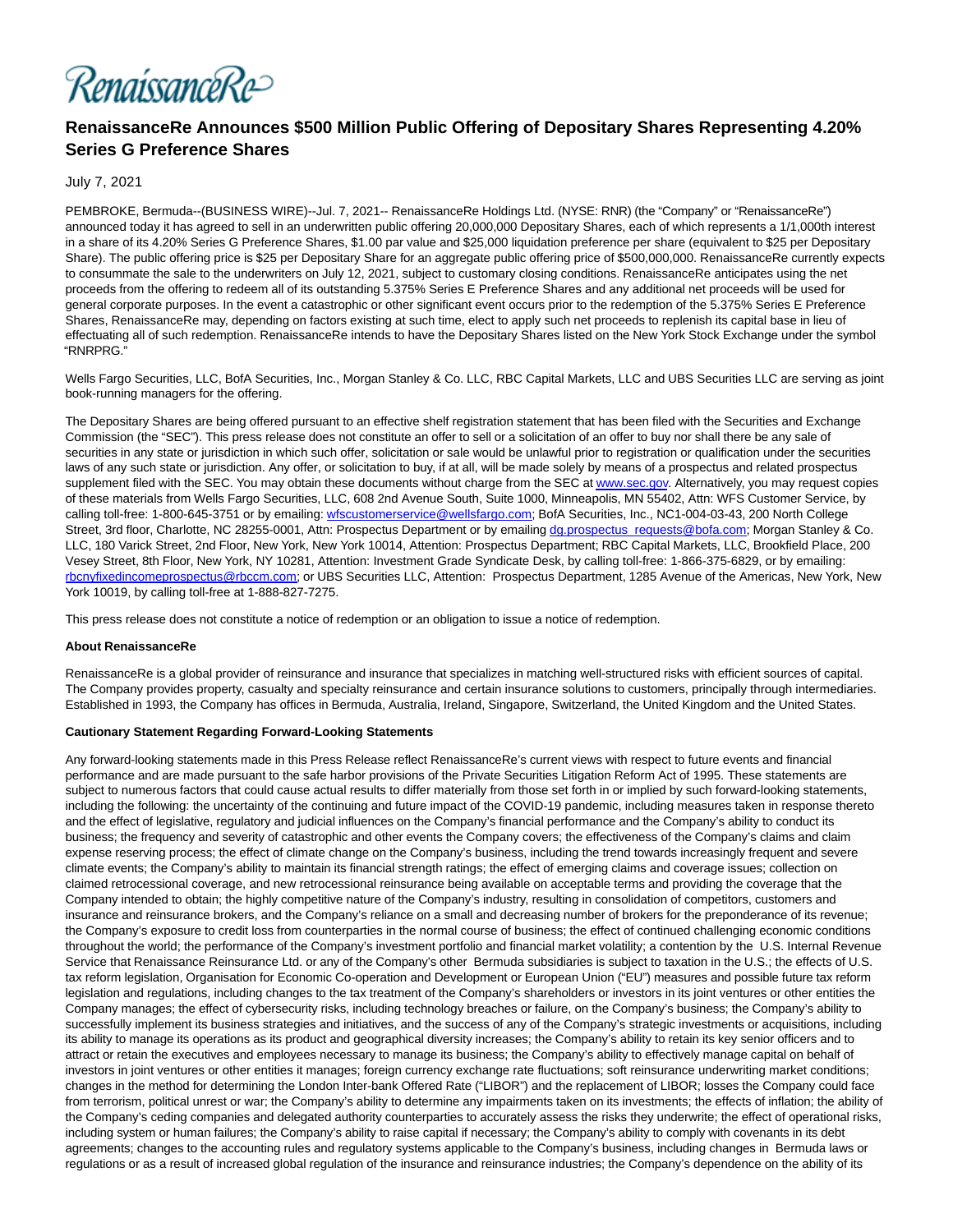RenaissanceRe

# RenaissanceRe Announces $500 Million Public Offering of Depositary Shares Representing 4.20% Series G Preference Shares

July 7, 2021

PEMBROKE, Bermuda--(BUSINESS WIRE)--Jul. 7, 2021-- RenaissanceRe Holdings Ltd. (NYSE: RNR) (the "Company" or "RenaissanceRe") announced today it has agreed to sell in an underwritten public offering 20,000,000 Depositary Shares, each of which represents a 1/1,000th interest in a share of its 4.20% Series G Preference Shares, $1.00 par value and $25,000 liquidation preference per share (equivalent to $25 per Depositary Share). The public offering price is $25 per Depositary Share for an aggregate public offering price of $500,000,000. RenaissanceRe currently expects to consummate the sale to the underwriters on July 12, 2021, subject to customary closing conditions. RenaissanceRe anticipates using the net proceeds from the offering to redeem all of its outstanding 5.375% Series E Preference Shares and any additional net proceeds will be used for general corporate purposes. In the event a catastrophic or other significant event occurs prior to the redemption of the 5.375% Series E Preference Shares, RenaissanceRe may, depending on factors existing at such time, elect to apply such net proceeds to replenish its capital base in lieu of effectuating all of such redemption. RenaissanceRe intends to have the Depositary Shares listed on the New York Stock Exchange under the symbol "RNRPRG."

Wells Fargo Securities, LLC, BofA Securities, Inc., Morgan Stanley & Co. LLC, RBC Capital Markets, LLC and UBS Securities LLC are serving as joint book-running managers for the offering.

The Depositary Shares are being offered pursuant to an effective shelf registration statement that has been filed with the Securities and Exchange Commission (the "SEC"). This press release does not constitute an offer to sell or a solicitation of an offer to buy nor shall there be any sale of securities in any state or jurisdiction in which such offer, solicitation or sale would be unlawful prior to registration or qualification under the securities laws of any such state or jurisdiction. Any offer, or solicitation to buy, if at all, will be made solely by means of a prospectus and related prospectus supplement filed with the SEC. You may obtain these documents without charge from the SEC at www.sec.gov. Alternatively, you may request copies of these materials from Wells Fargo Securities, LLC, 608 2nd Avenue South, Suite 1000, Minneapolis, MN 55402, Attn: WFS Customer Service, by calling toll-free: 1-800-645-3751 or by emailing: wfscustomerservice@wellsfargo.com; BofA Securities, Inc., NC1-004-03-43, 200 North College Street, 3rd floor, Charlotte, NC 28255-0001, Attn: Prospectus Department or by emailing dg.prospectus_requests@bofa.com; Morgan Stanley & Co. LLC, 180 Varick Street, 2nd Floor, New York, New York 10014, Attention: Prospectus Department; RBC Capital Markets, LLC, Brookfield Place, 200 Vesey Street, 8th Floor, New York, NY 10281, Attention: Investment Grade Syndicate Desk, by calling toll-free: 1-866-375-6829, or by emailing: rbcnyfixedincomeprospectus@rbccm.com; or UBS Securities LLC, Attention: Prospectus Department, 1285 Avenue of the Americas, New York, New York 10019, by calling toll-free at 1-888-827-7275.

This press release does not constitute a notice of redemption or an obligation to issue a notice of redemption.

**About RenaissanceRe**

RenaissanceRe is a global provider of reinsurance and insurance that specializes in matching well-structured risks with efficient sources of capital. The Company provides property, casualty and specialty reinsurance and certain insurance solutions to customers, principally through intermediaries. Established in 1993, the Company has offices in Bermuda, Australia, Ireland, Singapore, Switzerland, the United Kingdom and the United States.

**Cautionary Statement Regarding Forward-Looking Statements**

Any forward-looking statements made in this Press Release reflect RenaissanceRe's current views with respect to future events and financial performance and are made pursuant to the safe harbor provisions of the Private Securities Litigation Reform Act of 1995. These statements are subject to numerous factors that could cause actual results to differ materially from those set forth in or implied by such forward-looking statements, including the following: the uncertainty of the continuing and future impact of the COVID-19 pandemic, including measures taken in response thereto and the effect of legislative, regulatory and judicial influences on the Company's financial performance and the Company's ability to conduct its business; the frequency and severity of catastrophic and other events the Company covers; the effectiveness of the Company's claims and claim expense reserving process; the effect of climate change on the Company's business, including the trend towards increasingly frequent and severe climate events; the Company's ability to maintain its financial strength ratings; the effect of emerging claims and coverage issues; collection on claimed retrocessional coverage, and new retrocessional reinsurance being available on acceptable terms and providing the coverage that the Company intended to obtain; the highly competitive nature of the Company's industry, resulting in consolidation of competitors, customers and insurance and reinsurance brokers, and the Company's reliance on a small and decreasing number of brokers for the preponderance of its revenue; the Company's exposure to credit loss from counterparties in the normal course of business; the effect of continued challenging economic conditions throughout the world; the performance of the Company's investment portfolio and financial market volatility; a contention by the U.S. Internal Revenue Service that Renaissance Reinsurance Ltd. or any of the Company's other Bermuda subsidiaries is subject to taxation in the U.S.; the effects of U.S. tax reform legislation, Organisation for Economic Co-operation and Development or European Union ("EU") measures and possible future tax reform legislation and regulations, including changes to the tax treatment of the Company's shareholders or investors in its joint ventures or other entities the Company manages; the effect of cybersecurity risks, including technology breaches or failure, on the Company's business; the Company's ability to successfully implement its business strategies and initiatives, and the success of any of the Company's strategic investments or acquisitions, including its ability to manage its operations as its product and geographical diversity increases; the Company's ability to retain its key senior officers and to attract or retain the executives and employees necessary to manage its business; the Company's ability to effectively manage capital on behalf of investors in joint ventures or other entities it manages; foreign currency exchange rate fluctuations; soft reinsurance underwriting market conditions; changes in the method for determining the London Inter-bank Offered Rate ("LIBOR") and the replacement of LIBOR; losses the Company could face from terrorism, political unrest or war; the Company's ability to determine any impairments taken on its investments; the effects of inflation; the ability of the Company's ceding companies and delegated authority counterparties to accurately assess the risks they underwrite; the effect of operational risks, including system or human failures; the Company's ability to raise capital if necessary; the Company's ability to comply with covenants in its debt agreements; changes to the accounting rules and regulatory systems applicable to the Company's business, including changes in Bermuda laws or regulations or as a result of increased global regulation of the insurance and reinsurance industries; the Company's dependence on the ability of its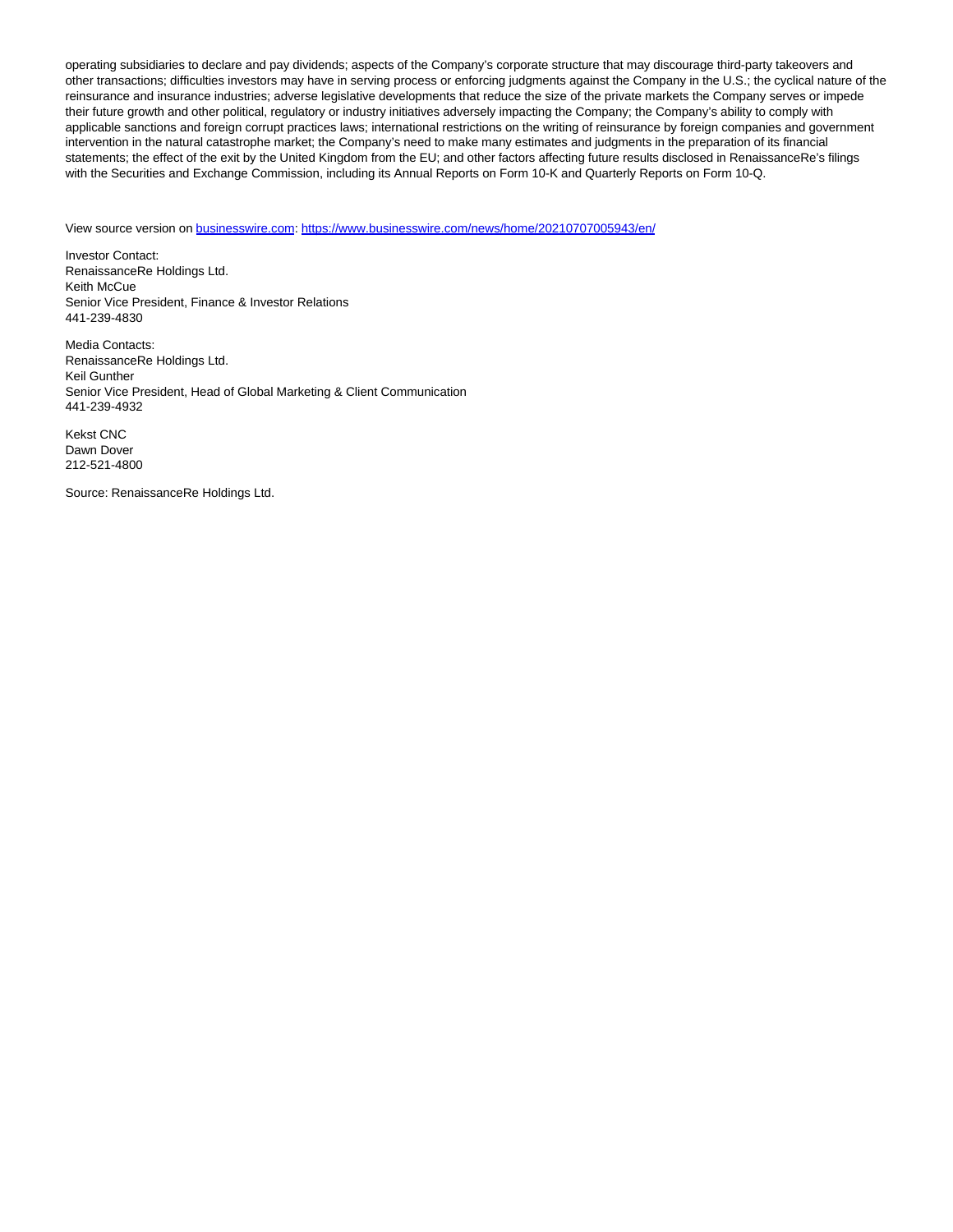operating subsidiaries to declare and pay dividends; aspects of the Company's corporate structure that may discourage third-party takeovers and other transactions; difficulties investors may have in serving process or enforcing judgments against the Company in the U.S.; the cyclical nature of the reinsurance and insurance industries; adverse legislative developments that reduce the size of the private markets the Company serves or impede their future growth and other political, regulatory or industry initiatives adversely impacting the Company; the Company's ability to comply with applicable sanctions and foreign corrupt practices laws; international restrictions on the writing of reinsurance by foreign companies and government intervention in the natural catastrophe market; the Company's need to make many estimates and judgments in the preparation of its financial statements; the effect of the exit by the United Kingdom from the EU; and other factors affecting future results disclosed in RenaissanceRe's filings with the Securities and Exchange Commission, including its Annual Reports on Form 10-K and Quarterly Reports on Form 10-Q.

View source version on [businesswire.com](https://www.businesswire.com): [https://www.businesswire.com/news/home/20210707005943/en/](https://www.businesswire.com/news/home/20210707005943/en/)

Investor Contact:
RenaissanceRe Holdings Ltd.
Keith McCue
Senior Vice President, Finance & Investor Relations
441-239-4830

Media Contacts:
RenaissanceRe Holdings Ltd.
Keil Gunther
Senior Vice President, Head of Global Marketing & Client Communication
441-239-4932

Kekst CNC
Dawn Dover
212-521-4800

Source: RenaissanceRe Holdings Ltd.